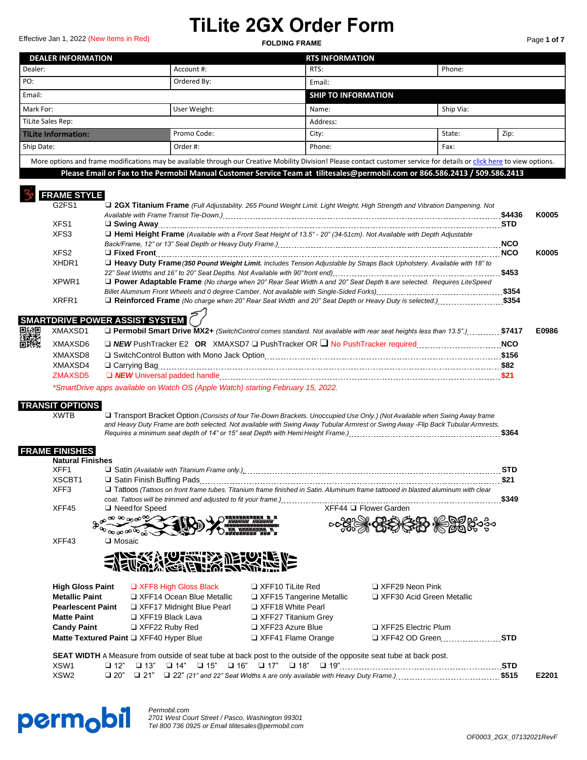# TiLite 2GX Order Form

Effective Jan 1, 2022 (New Items in Red)

**FOLDING FRAME**

| DEALER INFORMATION | | RTS INFORMATION | | |
|---|---|---|---|---|
| Dealer: | Account #: | RTS: | Phone: | |
| PO: | Ordered By: | Email: | | |
| Email: | | **SHIP TO INFORMATION** | | |
| Mark For: | User Weight: | Name: | Ship Via: | |
| TiLite Sales Rep: | | Address: | | |
| **TiLite Information:** | Promo Code: | City: | State: | Zip: |
| Ship Date: | Order #: | Phone: | Fax: | |

More options and frame modifications may be available through our Creative Mobility Division! Please contact customer service for details or click here to view options.

**Please Email or Fax to the Permobil Manual Customer Service Team at tilitesales@permobil.com or 866.586.2413 / 509.586.2413**

## FRAME STYLE

| Code | Option | Price | Code |
|---|---|---|---|
| G2FS1 | ❑ **2GX Titanium Frame** *(Full Adjustability. 265 Pound Weight Limit. Light Weight, High Strength and Vibration Dampening. Not Available with Frame Transit Tie-Down.)* | $4436 | K0005 |
| XFS1 | ❑ **Swing Away** | STD | |
| XFS3 | ❑ **Hemi Height Frame** *(Available with a Front Seat Height of 13.5" - 20" (34-51cm). Not Available with Depth Adjustable Back/Frame, 12" or 13" Seat Depth or Heavy Duty Frame.)* | NCO | |
| XFS2 | ❑ **Fixed Front** | NCO | K0005 |
| XHDR1 | ❑ **Heavy Duty Frame** *(**350 Pound Weight Limit.** Includes Tension Adjustable by Straps Back Upholstery. Available with 18" to 22" Seat Widths and 16" to 20" Seat Depths. Not Available with 90°front end)* | $453 | |
| XPWR1 | ❑ **Power Adaptable Frame** *(No charge when 20" Rear Seat Width A and 20" Seat Depth B are selected. Requires LiteSpeed Billet Aluminum Front Wheels and 0 degree Camber. Not available with Single-Sided Forks)* | $354 | |
| XRFR1 | ❑ **Reinforced Frame** *(No charge when 20" Rear Seat Width and 20" Seat Depth or Heavy Duty is selected.)* | $354 | |

## SMARTDRIVE POWER ASSIST SYSTEM

| Code | Option | Price | Code |
|---|---|---|---|
| XMAXSD1 | ❑ **Permobil Smart Drive MX2+** *(SwitchControl comes standard. Not available with rear seat heights less than 13.5".)* | $7417 | E0986 |
| XMAXSD6 | ❑ ***NEW*** PushTracker E2 **OR** XMAXSD7 ❑ PushTracker OR ❑ No PushTracker required | NCO | |
| XMAXSD8 | ❑ SwitchControl Button with Mono Jack Option | $156 | |
| XMAXSD4 | ❑ Carrying Bag | $82 | |
| ZMAXSD5 | ❑ ***NEW*** Universal padded handle | $21 | |

*\*SmartDrive apps available on Watch OS (Apple Watch) starting February 15, 2022.*

## TRANSIT OPTIONS

| Code | Option | Price |
|---|---|---|
| XWTB | ❑ Transport Bracket Option *(Consists of four Tie-Down Brackets. Unoccupied Use Only.) (Not Available when Swing Away frame and Heavy Duty Frame are both selected. Not available with Swing Away Tubular Armrest or Swing Away -Flip Back Tubular Armrests. Requires a minimum seat depth of 14" or 15" seat Depth with Hemi Height Frame.)* | $364 |

## FRAME FINISHES

**Natural Finishes**

| Code | Option | Price |
|---|---|---|
| XFF1 | ❑ Satin *(Available with Titanium Frame only.)* | STD |
| XSCBT1 | ❑ Satin Finish Buffing Pads | $21 |
| XFF3 | ❑ Tattoos *(Tattoos on front frame tubes. Titanium frame finished in Satin. Aluminum frame tattooed in blasted aluminum with clear coat. Tattoos will be trimmed and adjusted to fit your frame.)* | $349 |
| XFF45 | ❑ Need for Speed | |
| XFF44 | ❑ Flower Garden | |
| XFF43 | ❑ Mosaic | |

| | | | |
|---|---|---|---|
| **High Gloss Paint** | ❑ XFF8 High Gloss Black | ❑ XFF10 TiLite Red | ❑ XFF29 Neon Pink |
| **Metallic Paint** | ❑ XFF14 Ocean Blue Metallic | ❑ XFF15 Tangerine Metallic | ❑ XFF30 Acid Green Metallic |
| **Pearlescent Paint** | ❑ XFF17 Midnight Blue Pearl | ❑ XFF18 White Pearl | |
| **Matte Paint** | ❑ XFF19 Black Lava | ❑ XFF27 Titanium Grey | |
| **Candy Paint** | ❑ XFF22 Ruby Red | ❑ XFF23 Azure Blue | ❑ XFF25 Electric Plum |
| **Matte Textured Paint** | ❑ XFF40 Hyper Blue | ❑ XFF41 Flame Orange | ❑ XFF42 OD Green ........ STD |

**SEAT WIDTH** A Measure from outside of seat tube at back post to the outside of the opposite seat tube at back post.

| Code | Option | Price | Code |
|---|---|---|---|
| XSW1 | ❑ 12" ❑ 13" ❑ 14" ❑ 15" ❑ 16" ❑ 17" ❑ 18" ❑ 19" | STD | |
| XSW2 | ❑ 20" ❑ 21" ❑ 22" *(21" and 22" Seat Widths A are only available with Heavy Duty Frame.)* | $515 | E2201 |

Permobil.com
2701 West Court Street / Pasco, Washington 99301
Tel 800 736 0925 or Email tilitesales@permobil.com

OF0003_2GX_07132021RevF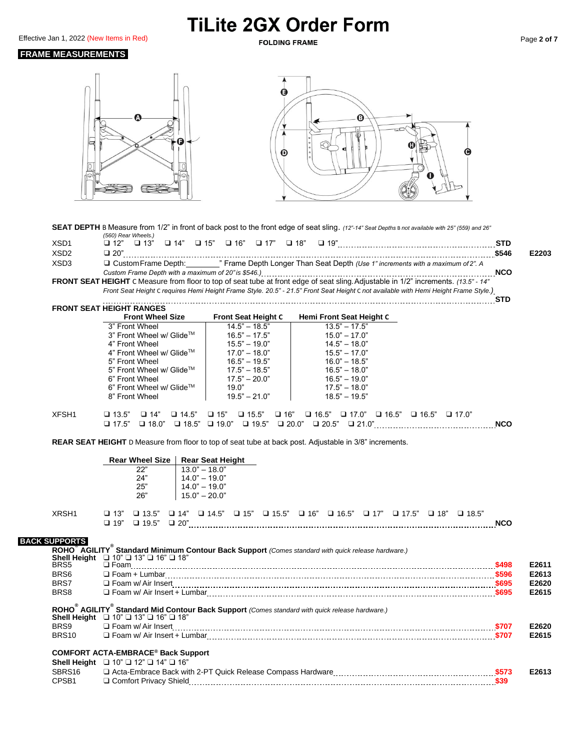# TiLite 2GX Order Form

Effective Jan 1, 2022 (New Items in Red)

**FOLDING FRAME**

## FRAME MEASUREMENTS

**SEAT DEPTH** B Measure from 1/2" in front of back post to the front edge of seat sling. *(12"-14" Seat Depths B not available with 25" (559) and 26" (560) Rear Wheels.)*

| | | | |
|---|---|---|---|
| XSD1 | ❑ 12" ❑ 13" ❑ 14" ❑ 15" ❑ 16" ❑ 17" ❑ 18" ❑ 19" | STD | |
| XSD2 | ❑ 20" | $546 | E2203 |
| XSD3 | ❑ Custom Frame Depth:________" Frame Depth Longer Than Seat Depth *(Use 1" increments with a maximum of 2". A Custom Frame Depth with a maximum of 20" is $546.)* | NCO | |

**FRONT SEAT HEIGHT** C Measure from floor to top of seat tube at front edge of seat sling. Adjustable in 1/2" increments. *(13.5" - 14" Front Seat Height C requires Hemi Height Frame Style. 20.5" - 21.5" Front Seat Height C not available with Hemi Height Frame Style.)* **STD**

**FRONT SEAT HEIGHT RANGES**

| Front Wheel Size | Front Seat Height C | Hemi Front Seat Height C |
|---|---|---|
| 3" Front Wheel | 14.5" – 18.5" | 13.5" – 17.5" |
| 3" Front Wheel w/ Glide™ | 16.5" – 17.5" | 15.0" – 17.0" |
| 4" Front Wheel | 15.5" – 19.0" | 14.5" – 18.0" |
| 4" Front Wheel w/ Glide™ | 17.0" – 18.0" | 15.5" – 17.0" |
| 5" Front Wheel | 16.5" – 19.5" | 16.0" – 18.5" |
| 5" Front Wheel w/ Glide™ | 17.5" – 18.5" | 16.5" – 18.0" |
| 6" Front Wheel | 17.5" – 20.0" | 16.5" – 19.0" |
| 6" Front Wheel w/ Glide™ | 19.0" | 17.5" – 18.0" |
| 8" Front Wheel | 19.5" – 21.0" | 18.5" – 19.5" |

| | | |
|---|---|---|
| XFSH1 | ❑ 13.5" ❑ 14" ❑ 14.5" ❑ 15" ❑ 15.5" ❑ 16" ❑ 16.5" ❑ 17.0" ❑ 16.5" ❑ 16.5" ❑ 17.0" ❑ 17.5" ❑ 18.0" ❑ 18.5" ❑ 19.0" ❑ 19.5" ❑ 20.0" ❑ 20.5" ❑ 21.0" | NCO |

**REAR SEAT HEIGHT** D Measure from floor to top of seat tube at back post. Adjustable in 3/8" increments.

| Rear Wheel Size | Rear Seat Height |
|---|---|
| 22" | 13.0" – 18.0" |
| 24" | 14.0" – 19.0" |
| 25" | 14.0" – 19.0" |
| 26" | 15.0" – 20.0" |

| | | |
|---|---|---|
| XRSH1 | ❑ 13" ❑ 13.5" ❑ 14" ❑ 14.5" ❑ 15" ❑ 15.5" ❑ 16" ❑ 16.5" ❑ 17" ❑ 17.5" ❑ 18" ❑ 18.5" ❑ 19" ❑ 19.5" ❑ 20" | NCO |

## BACK SUPPORTS

**ROHO AGILITY® Standard Minimum Contour Back Support** *(Comes standard with quick release hardware.)*

**Shell Height** ❑ 10" ❑ 13" ❑ 16" ❑ 18"

| | | | |
|---|---|---|---|
| BRS5 | ❑ Foam | $498 | E2611 |
| BRS6 | ❑ Foam + Lumbar | $596 | E2613 |
| BRS7 | ❑ Foam w/ Air Insert | $695 | E2620 |
| BRS8 | ❑ Foam w/ Air Insert + Lumbar | $695 | E2615 |

**ROHO® AGILITY® Standard Mid Contour Back Support** *(Comes standard with quick release hardware.)*

**Shell Height** ❑ 10" ❑ 13" ❑ 16" ❑ 18"

| | | | |
|---|---|---|---|
| BRS9 | ❑ Foam w/ Air Insert | $707 | E2620 |
| BRS10 | ❑ Foam w/ Air Insert + Lumbar | $707 | E2615 |

**COMFORT ACTA-EMBRACE® Back Support**

**Shell Height** ❑ 10" ❑ 12" ❑ 14" ❑ 16"

| | | | |
|---|---|---|---|
| SBRS16 | ❑ Acta-Embrace Back with 2-PT Quick Release Compass Hardware | $573 | E2613 |
| CPSB1 | ❑ Comfort Privacy Shield | $39 | |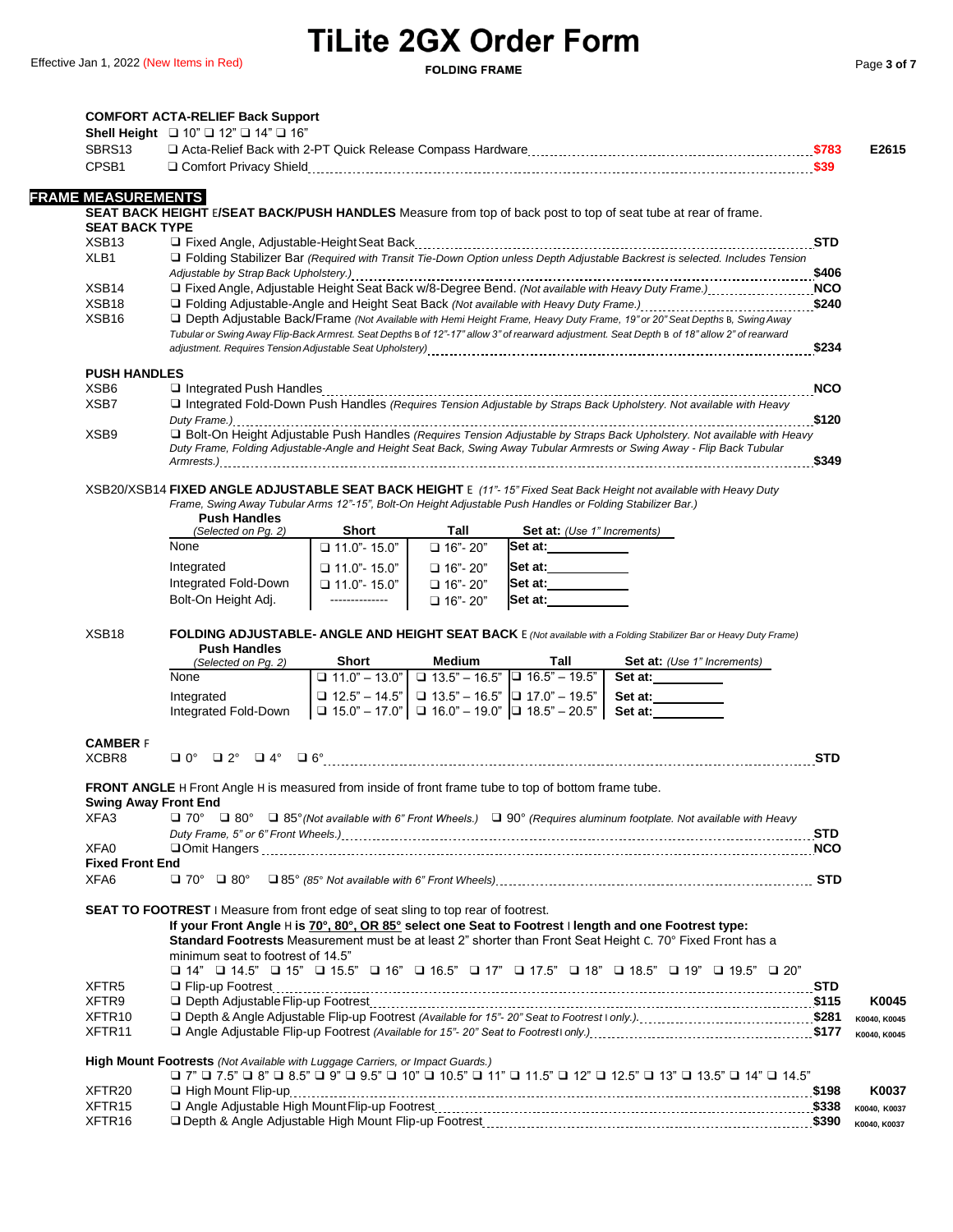# TiLite 2GX Order Form

Effective Jan 1, 2022 (New Items in Red)

**FOLDING FRAME**

### COMFORT ACTA-RELIEF Back Support

**Shell Height** ❑ 10" ❑ 12" ❑ 14" ❑ 16"

| Code | Description | Price | HCPCS |
|---|---|---|---|
| SBRS13 | ❑ Acta-Relief Back with 2-PT Quick Release Compass Hardware | $783 | E2615 |
| CPSB1 | ❑ Comfort Privacy Shield | $39 | |

## FRAME MEASUREMENTS

**SEAT BACK HEIGHT E/SEAT BACK/PUSH HANDLES** Measure from top of back post to top of seat tube at rear of frame.

### SEAT BACK TYPE

| Code | Description | Price |
|---|---|---|
| XSB13 | ❑ Fixed Angle, Adjustable-Height Seat Back | STD |
| XLB1 | ❑ Folding Stabilizer Bar *(Required with Transit Tie-Down Option unless Depth Adjustable Backrest is selected. Includes Tension Adjustable by Strap Back Upholstery.)* | $406 |
| XSB14 | ❑ Fixed Angle, Adjustable Height Seat Back w/8-Degree Bend. *(Not available with Heavy Duty Frame.)* | NCO |
| XSB18 | ❑ Folding Adjustable-Angle and Height Seat Back *(Not available with Heavy Duty Frame.)* | $240 |
| XSB16 | ❑ Depth Adjustable Back/Frame *(Not Available with Hemi Height Frame, Heavy Duty Frame, 19" or 20" Seat Depths B, Swing Away Tubular or Swing Away Flip-Back Armrest. Seat Depths B of 12"-17" allow 3" of rearward adjustment. Seat Depth B of 18" allow 2" of rearward adjustment. Requires Tension Adjustable Seat Upholstery)* | $234 |

### PUSH HANDLES

| Code | Description | Price |
|---|---|---|
| XSB6 | ❑ Integrated Push Handles | NCO |
| XSB7 | ❑ Integrated Fold-Down Push Handles *(Requires Tension Adjustable by Straps Back Upholstery. Not available with Heavy Duty Frame.)* | $120 |
| XSB9 | ❑ Bolt-On Height Adjustable Push Handles *(Requires Tension Adjustable by Straps Back Upholstery. Not available with Heavy Duty Frame, Folding Adjustable-Angle and Height Seat Back, Swing Away Tubular Armrests or Swing Away - Flip Back Tubular Armrests.)* | $349 |

XSB20/XSB14 **FIXED ANGLE ADJUSTABLE SEAT BACK HEIGHT** E *(11"- 15" Fixed Seat Back Height not available with Heavy Duty Frame, Swing Away Tubular Arms 12"-15", Bolt-On Height Adjustable Push Handles or Folding Stabilizer Bar.)*

| Push Handles *(Selected on Pg. 2)* | Short | Tall | Set at: *(Use 1" Increments)* |
|---|---|---|---|
| None | ❑ 11.0"- 15.0" | ❑ 16"- 20" | Set at:________ |
| Integrated | ❑ 11.0"- 15.0" | ❑ 16"- 20" | Set at:________ |
| Integrated Fold-Down | ❑ 11.0"- 15.0" | ❑ 16"- 20" | Set at:________ |
| Bolt-On Height Adj. | -------------- | ❑ 16"- 20" | Set at:________ |

XSB18 **FOLDING ADJUSTABLE- ANGLE AND HEIGHT SEAT BACK** E *(Not available with a Folding Stabilizer Bar or Heavy Duty Frame)*

| Push Handles *(Selected on Pg. 2)* | Short | Medium | Tall | Set at: *(Use 1" Increments)* |
|---|---|---|---|---|
| None | ❑ 11.0" – 13.0" | ❑ 13.5" – 16.5" | ❑ 16.5" – 19.5" | Set at:________ |
| Integrated | ❑ 12.5" – 14.5" | ❑ 13.5" – 16.5" | ❑ 17.0" – 19.5" | Set at:________ |
| Integrated Fold-Down | ❑ 15.0" – 17.0" | ❑ 16.0" – 19.0" | ❑ 18.5" – 20.5" | Set at:________ |

### CAMBER F

| Code | Description | Price |
|---|---|---|
| XCBR8 | ❑ 0° ❑ 2° ❑ 4° ❑ 6° | STD |

**FRONT ANGLE** H Front Angle H is measured from inside of front frame tube to top of bottom frame tube.

**Swing Away Front End**

| Code | Description | Price |
|---|---|---|
| XFA3 | ❑ 70° ❑ 80° ❑ 85° *(Not available with 6" Front Wheels.)* ❑ 90° *(Requires aluminum footplate. Not available with Heavy Duty Frame, 5" or 6" Front Wheels.)* | STD |
| XFA0 | ❑ Omit Hangers | NCO |

**Fixed Front End**

| Code | Description | Price |
|---|---|---|
| XFA6 | ❑ 70° ❑ 80° ❑ 85° *(85° Not available with 6" Front Wheels)* | STD |

**SEAT TO FOOTREST** I Measure from front edge of seat sling to top rear of footrest.

**If your Front Angle H is 70°, 80°, OR 85° select one Seat to Footrest I length and one Footrest type:**
**Standard Footrests** Measurement must be at least 2" shorter than Front Seat Height C. 70° Fixed Front has a minimum seat to footrest of 14.5"

❑ 14" ❑ 14.5" ❑ 15" ❑ 15.5" ❑ 16" ❑ 16.5" ❑ 17" ❑ 17.5" ❑ 18" ❑ 18.5" ❑ 19" ❑ 19.5" ❑ 20"

| Code | Description | Price | HCPCS |
|---|---|---|---|
| XFTR5 | ❑ Flip-up Footrest | STD | |
| XFTR9 | ❑ Depth Adjustable Flip-up Footrest | $115 | K0045 |
| XFTR10 | ❑ Depth & Angle Adjustable Flip-up Footrest *(Available for 15"- 20" Seat to Footrest I only.)* | $281 | K0040, K0045 |
| XFTR11 | ❑ Angle Adjustable Flip-up Footrest *(Available for 15"- 20" Seat to Footrest I only.)* | $177 | K0040, K0045 |

**High Mount Footrests** *(Not Available with Luggage Carriers, or Impact Guards.)*

❑ 7" ❑ 7.5" ❑ 8" ❑ 8.5" ❑ 9" ❑ 9.5" ❑ 10" ❑ 10.5" ❑ 11" ❑ 11.5" ❑ 12" ❑ 12.5" ❑ 13" ❑ 13.5" ❑ 14" ❑ 14.5"

| Code | Description | Price | HCPCS |
|---|---|---|---|
| XFTR20 | ❑ High Mount Flip-up | $198 | K0037 |
| XFTR15 | ❑ Angle Adjustable High Mount Flip-up Footrest | $338 | K0040, K0037 |
| XFTR16 | ❑ Depth & Angle Adjustable High Mount Flip-up Footrest | $390 | K0040, K0037 |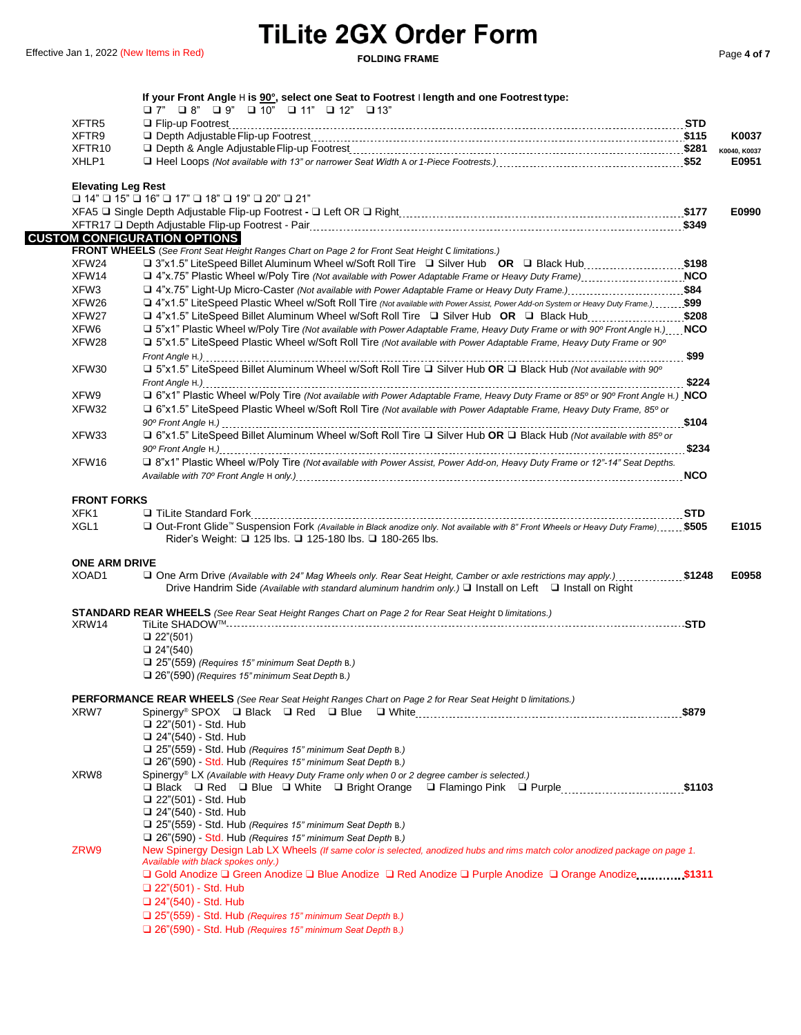# TiLite 2GX Order Form

Effective Jan 1, 2022 (New Items in Red)

**FOLDING FRAME**

**If your Front Angle H is 90°, select one Seat to Footrest I length and one Footrest type:**
❑ 7" ❑ 8" ❑ 9" ❑ 10" ❑ 11" ❑ 12" ❑ 13"

| Code | Option | Price | HCPCS |
|---|---|---|---|
| XFTR5 | ❑ Flip-up Footrest | STD | |
| XFTR9 | ❑ Depth Adjustable Flip-up Footrest | $115 | K0037 |
| XFTR10 | ❑ Depth & Angle Adjustable Flip-up Footrest | $281 | K0040, K0037 |
| XHLP1 | ❑ Heel Loops *(Not available with 13" or narrower Seat Width A or 1-Piece Footrests.)* | $52 | E0951 |

**Elevating Leg Rest**
❑ 14" ❑ 15" ❑ 16" ❑ 17" ❑ 18" ❑ 19" ❑ 20" ❑ 21"

| Code | Option | Price | HCPCS |
|---|---|---|---|
| XFA5 | ❑ Single Depth Adjustable Flip-up Footrest - ❑ Left OR ❑ Right | $177 | E0990 |
| XFTR17 | ❑ Depth Adjustable Flip-up Footrest - Pair | $349 | |

## CUSTOM CONFIGURATION OPTIONS

**FRONT WHEELS** *(See Front Seat Height Ranges Chart on Page 2 for Front Seat Height C limitations.)*

| Code | Option | Price |
|---|---|---|
| XFW24 | ❑ 3"x1.5" LiteSpeed Billet Aluminum Wheel w/Soft Roll Tire ❑ Silver Hub **OR** ❑ Black Hub | $198 |
| XFW14 | ❑ 4"x.75" Plastic Wheel w/Poly Tire *(Not available with Power Adaptable Frame or Heavy Duty Frame)* | NCO |
| XFW3 | ❑ 4"x.75" Light-Up Micro-Caster *(Not available with Power Adaptable Frame or Heavy Duty Frame.)* | $84 |
| XFW26 | ❑ 4"x1.5" LiteSpeed Plastic Wheel w/Soft Roll Tire *(Not available with Power Assist, Power Add-on System or Heavy Duty Frame.)* | $99 |
| XFW27 | ❑ 4"x1.5" LiteSpeed Billet Aluminum Wheel w/Soft Roll Tire ❑ Silver Hub **OR** ❑ Black Hub | $208 |
| XFW6 | ❑ 5"x1" Plastic Wheel w/Poly Tire *(Not available with Power Adaptable Frame, Heavy Duty Frame or with 90º Front Angle H.)* | NCO |
| XFW28 | ❑ 5"x1.5" LiteSpeed Plastic Wheel w/Soft Roll Tire *(Not available with Power Adaptable Frame, Heavy Duty Frame or 90º Front Angle H.)* | $99 |
| XFW30 | ❑ 5"x1.5" LiteSpeed Billet Aluminum Wheel w/Soft Roll Tire ❑ Silver Hub **OR** ❑ Black Hub *(Not available with 90º Front Angle H.)* | $224 |
| XFW9 | ❑ 6"x1" Plastic Wheel w/Poly Tire *(Not available with Power Adaptable Frame, Heavy Duty Frame or 85º or 90º Front Angle H.)* | NCO |
| XFW32 | ❑ 6"x1.5" LiteSpeed Plastic Wheel w/Soft Roll Tire *(Not available with Power Adaptable Frame, Heavy Duty Frame, 85º or 90º Front Angle H.)* | $104 |
| XFW33 | ❑ 6"x1.5" LiteSpeed Billet Aluminum Wheel w/Soft Roll Tire ❑ Silver Hub **OR** ❑ Black Hub *(Not available with 85º or 90º Front Angle H.)* | $234 |
| XFW16 | ❑ 8"x1" Plastic Wheel w/Poly Tire *(Not available with Power Assist, Power Add-on, Heavy Duty Frame or 12"-14" Seat Depths. Available with 70º Front Angle H only.)* | NCO |

**FRONT FORKS**

| Code | Option | Price | HCPCS |
|---|---|---|---|
| XFK1 | ❑ TiLite Standard Fork | STD | |
| XGL1 | ❑ Out-Front Glide™ Suspension Fork *(Available in Black anodize only. Not available with 8" Front Wheels or Heavy Duty Frame)* Rider's Weight: ❑ 125 lbs. ❑ 125-180 lbs. ❑ 180-265 lbs. | $505 | E1015 |

**ONE ARM DRIVE**

| Code | Option | Price | HCPCS |
|---|---|---|---|
| XOAD1 | ❑ One Arm Drive *(Available with 24" Mag Wheels only. Rear Seat Height, Camber or axle restrictions may apply.)* Drive Handrim Side *(Available with standard aluminum handrim only.)* ❑ Install on Left ❑ Install on Right | $1248 | E0958 |

**STANDARD REAR WHEELS** *(See Rear Seat Height Ranges Chart on Page 2 for Rear Seat Height D limitations.)*

XRW14 TiLite SHADOW™ — STD
- ❑ 22"(501)
- ❑ 24"(540)
- ❑ 25"(559) *(Requires 15" minimum Seat Depth B.)*
- ❑ 26"(590) *(Requires 15" minimum Seat Depth B.)*

**PERFORMANCE REAR WHEELS** *(See Rear Seat Height Ranges Chart on Page 2 for Rear Seat Height D limitations.)*

XRW7 Spinergy® SPOX ❑ Black ❑ Red ❑ Blue ❑ White — $879
- ❑ 22"(501) - Std. Hub
- ❑ 24"(540) - Std. Hub
- ❑ 25"(559) - Std. Hub *(Requires 15" minimum Seat Depth B.)*
- ❑ 26"(590) - Std. Hub *(Requires 15" minimum Seat Depth B.)*

XRW8 Spinergy® LX *(Available with Heavy Duty Frame only when 0 or 2 degree camber is selected.)*
❑ Black ❑ Red ❑ Blue ❑ White ❑ Bright Orange ❑ Flamingo Pink ❑ Purple — $1103
- ❑ 22"(501) - Std. Hub
- ❑ 24"(540) - Std. Hub
- ❑ 25"(559) - Std. Hub *(Requires 15" minimum Seat Depth B.)*
- ❑ 26"(590) - Std. Hub *(Requires 15" minimum Seat Depth B.)*

ZRW9 New Spinergy Design Lab LX Wheels *(If same color is selected, anodized hubs and rims match color anodized package on page 1. Available with black spokes only.)*
❑ Gold Anodize ❑ Green Anodize ❑ Blue Anodize ❑ Red Anodize ❑ Purple Anodize ❑ Orange Anodize — $1311
- ❑ 22"(501) - Std. Hub
- ❑ 24"(540) - Std. Hub
- ❑ 25"(559) - Std. Hub *(Requires 15" minimum Seat Depth B.)*
- ❑ 26"(590) - Std. Hub *(Requires 15" minimum Seat Depth B.)*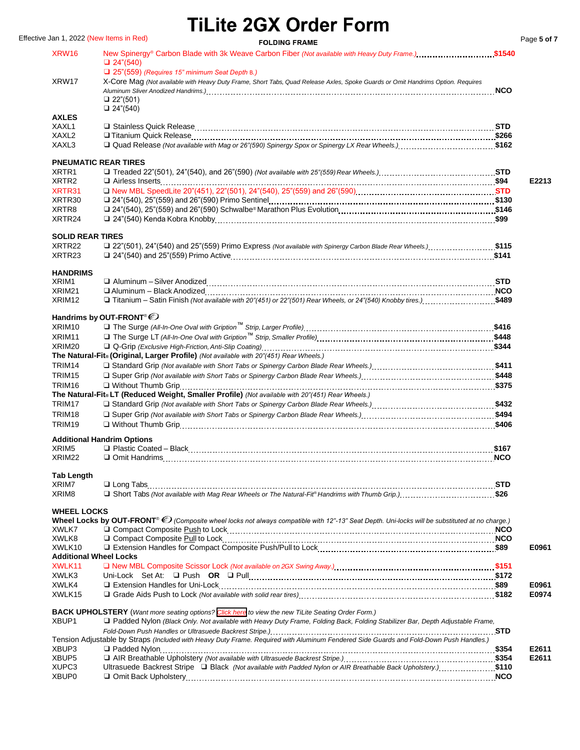# TiLite 2GX Order Form

Effective Jan 1, 2022 (New Items in Red)

**FOLDING FRAME**

| Code | Description | Price | HCPCS |
|---|---|---|---|
| XRW16 | New Spinergy® Carbon Blade with 3k Weave Carbon Fiber *(Not available with Heavy Duty Frame.)* ❑ 24"(540) ❑ 25"(559) *(Requires 15" minimum Seat Depth B.)* | $1540 | |
| XRW17 | X-Core Mag *(Not available with Heavy Duty Frame, Short Tabs, Quad Release Axles, Spoke Guards or Omit Handrims Option. Requires Aluminum Sliver Anodized Handrims.)* ❑ 22"(501) ❑ 24"(540) | NCO | |

**AXLES**

| Code | Description | Price | HCPCS |
|---|---|---|---|
| XAXL1 | ❑ Stainless Quick Release | STD | |
| XAXL2 | ❑ Titanium Quick Release | $266 | |
| XAXL3 | ❑ Quad Release *(Not available with Mag or 26"(590) Spinergy Spox or Spinergy LX Rear Wheels.)* | $162 | |

**PNEUMATIC REAR TIRES**

| Code | Description | Price | HCPCS |
|---|---|---|---|
| XRTR1 | ❑ Treaded 22"(501), 24"(540), and 26"(590) *(Not available with 25"(559) Rear Wheels.)* | STD | |
| XRTR2 | ❑ Airless Inserts | $94 | E2213 |
| XRTR31 | ❑ New MBL SpeedLite 20"(451), 22"(501), 24"(540), 25"(559) and 26"(590) | STD | |
| XRTR30 | ❑ 24"(540), 25"(559) and 26"(590) Primo Sentinel | $130 | |
| XRTR8 | ❑ 24"(540), 25"(559) and 26"(590) Schwalbe® Marathon Plus Evolution | $146 | |
| XRTR24 | ❑ 24"(540) Kenda Kobra Knobby | $99 | |

**SOLID REAR TIRES**

| Code | Description | Price | HCPCS |
|---|---|---|---|
| XRTR22 | ❑ 22"(501), 24"(540) and 25"(559) Primo Express *(Not available with Spinergy Carbon Blade Rear Wheels.)* | $115 | |
| XRTR23 | ❑ 24"(540) and 25"(559) Primo Active | $141 | |

**HANDRIMS**

| Code | Description | Price | HCPCS |
|---|---|---|---|
| XRIM1 | ❑ Aluminum – Silver Anodized | STD | |
| XRIM21 | ❑ Aluminum – Black Anodized | NCO | |
| XRIM12 | ❑ Titanium – Satin Finish *(Not available with 20"(451) or 22"(501) Rear Wheels, or 24"(540) Knobby tires.)* | $489 | |

**Handrims by OUT-FRONT®**

| Code | Description | Price | HCPCS |
|---|---|---|---|
| XRIM10 | ❑ The Surge *(All-In-One Oval with Gription™ Strip, Larger Profile)* | $416 | |
| XRIM11 | ❑ The Surge LT *(All-In-One Oval with Gription™ Strip, Smaller Profile)* | $448 | |
| XRIM20 | ❑ Q-Grip *(Exclusive High-Friction, Anti-Slip Coating)* | $344 | |
| | **The Natural-Fit® (Original, Larger Profile)** *(Not available with 20"(451) Rear Wheels.)* | | |
| TRIM14 | ❑ Standard Grip *(Not available with Short Tabs or Spinergy Carbon Blade Rear Wheels.)* | $411 | |
| TRIM15 | ❑ Super Grip *(Not available with Short Tabs or Spinergy Carbon Blade Rear Wheels.)* | $448 | |
| TRIM16 | ❑ Without Thumb Grip | $375 | |
| | **The Natural-Fit® LT (Reduced Weight, Smaller Profile)** *(Not available with 20"(451) Rear Wheels.)* | | |
| TRIM17 | ❑ Standard Grip *(Not available with Short Tabs or Spinergy Carbon Blade Rear Wheels.)* | $432 | |
| TRIM18 | ❑ Super Grip *(Not available with Short Tabs or Spinergy Carbon Blade Rear Wheels.)* | $494 | |
| TRIM19 | ❑ Without Thumb Grip | $406 | |

**Additional Handrim Options**

| Code | Description | Price | HCPCS |
|---|---|---|---|
| XRIM5 | ❑ Plastic Coated – Black | $167 | |
| XRIM22 | ❑ Omit Handrims | NCO | |

**Tab Length**

| Code | Description | Price | HCPCS |
|---|---|---|---|
| XRIM7 | ❑ Long Tabs | STD | |
| XRIM8 | ❑ Short Tabs *(Not available with Mag Rear Wheels or The Natural-Fit® Handrims with Thumb Grip.)* | $26 | |

**WHEEL LOCKS**

**Wheel Locks by OUT-FRONT®** *(Composite wheel locks not always compatible with 12"-13" Seat Depth. Uni-locks will be substituted at no charge.)*

| Code | Description | Price | HCPCS |
|---|---|---|---|
| XWLK7 | ❑ Compact Composite Push to Lock | NCO | |
| XWLK8 | ❑ Compact Composite Pull to Lock | NCO | |
| XWLK10 | ❑ Extension Handles for Compact Composite Push/Pull to Lock | $89 | E0961 |

**Additional Wheel Locks**

| Code | Description | Price | HCPCS |
|---|---|---|---|
| XWLK11 | ❑ New MBL Composite Scissor Lock *(Not available on 2GX Swing Away.)* | $151 | |
| XWLK3 | Uni-Lock Set At: ❑ Push **OR** ❑ Pull | $172 | |
| XWLK4 | ❑ Extension Handles for Uni-Lock | $89 | E0961 |
| XWLK15 | ❑ Grade Aids Push to Lock *(Not available with solid rear tires)* | $182 | E0974 |

**BACK UPHOLSTERY** *(Want more seating options? Click here to view the new TiLite Seating Order Form.)*

| Code | Description | Price | HCPCS |
|---|---|---|---|
| XBUP1 | ❑ Padded Nylon *(Black Only. Not available with Heavy Duty Frame, Folding Back, Folding Stabilizer Bar, Depth Adjustable Frame, Fold-Down Push Handles or Ultrasuede Backrest Stripe.)* | STD | |
| | Tension Adjustable by Straps *(Included with Heavy Duty Frame. Required with Aluminum Fendered Side Guards and Fold-Down Push Handles.)* | | |
| XBUP3 | ❑ Padded Nylon | $354 | E2611 |
| XBUP5 | ❑ AIR Breathable Upholstery *(Not available with Ultrasuede Backrest Stripe.)* | $354 | E2611 |
| XUPC3 | Ultrasuede Backrest Stripe ❑ Black *(Not available with Padded Nylon or AIR Breathable Back Upholstery.)* | $110 | |
| XBUP0 | ❑ Omit Back Upholstery | NCO | |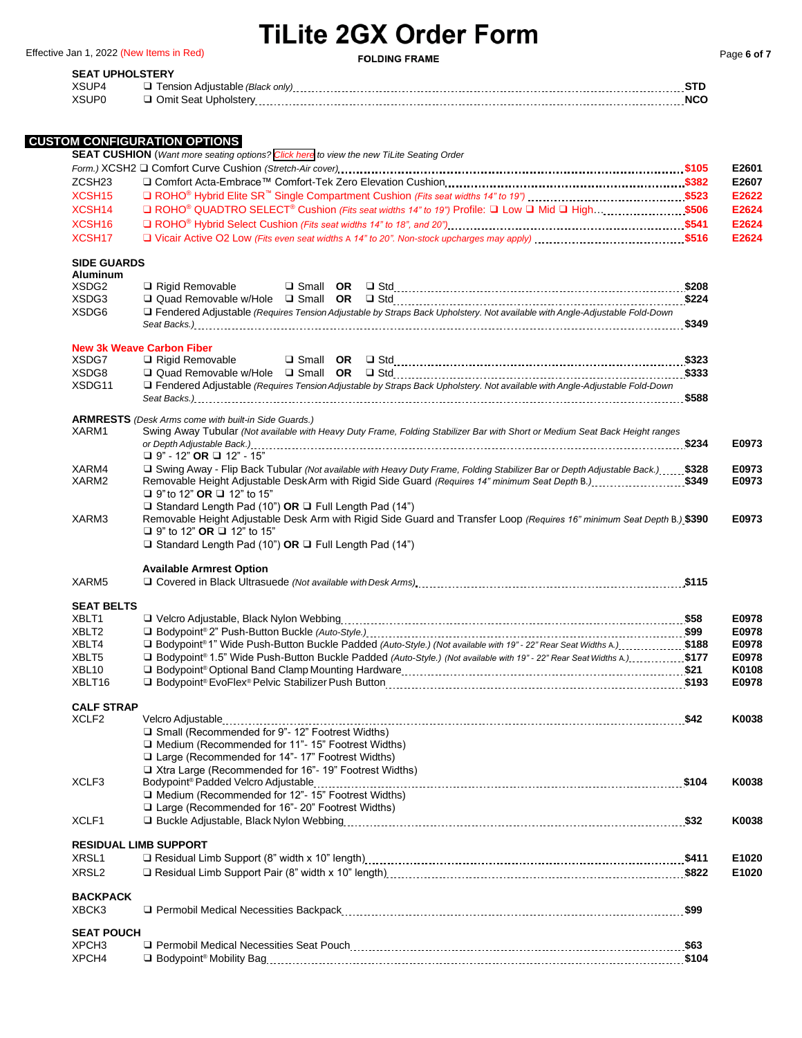# TiLite 2GX Order Form

Effective Jan 1, 2022 (New Items in Red)

**FOLDING FRAME**

### SEAT UPHOLSTERY

| Code | Option | Price | HCPCS |
|---|---|---|---|
| XSUP4 | ❑ Tension Adjustable *(Black only)* | STD | |
| XSUP0 | ❑ Omit Seat Upholstery | NCO | |

## CUSTOM CONFIGURATION OPTIONS

### SEAT CUSHION

(*Want more seating options? Click here to view the new TiLite Seating Order Form.*)

| Code | Option | Price | HCPCS |
|---|---|---|---|
| XCSH2 | ❑ Comfort Curve Cushion *(Stretch-Air cover)* | $105 | E2601 |
| ZCSH23 | ❑ Comfort Acta-Embrace™ Comfort-Tek Zero Elevation Cushion | $382 | E2607 |
| XCSH15 | ❑ ROHO® Hybrid Elite SR™ Single Compartment Cushion *(Fits seat widths 14" to 19")* | $523 | E2622 |
| XCSH14 | ❑ ROHO® QUADTRO SELECT® Cushion *(Fits seat widths 14" to 19")* Profile: ❑ Low ❑ Mid ❑ High | $506 | E2624 |
| XCSH16 | ❑ ROHO® Hybrid Select Cushion *(Fits seat widths 14" to 18", and 20")* | $541 | E2624 |
| XCSH17 | ❑ Vicair Active O2 Low *(Fits even seat widths A 14" to 20". Non-stock upcharges may apply)* | $516 | E2624 |

### SIDE GUARDS

**Aluminum**

| Code | Option | Price | HCPCS |
|---|---|---|---|
| XSDG2 | ❑ Rigid Removable ❑ Small **OR** ❑ Std | $208 | |
| XSDG3 | ❑ Quad Removable w/Hole ❑ Small **OR** ❑ Std | $224 | |
| XSDG6 | ❑ Fendered Adjustable *(Requires Tension Adjustable by Straps Back Upholstery. Not available with Angle-Adjustable Fold-Down Seat Backs.)* | $349 | |

**New 3k Weave Carbon Fiber**

| Code | Option | Price | HCPCS |
|---|---|---|---|
| XSDG7 | ❑ Rigid Removable ❑ Small **OR** ❑ Std | $323 | |
| XSDG8 | ❑ Quad Removable w/Hole ❑ Small **OR** ❑ Std | $333 | |
| XSDG11 | ❑ Fendered Adjustable *(Requires Tension Adjustable by Straps Back Upholstery. Not available with Angle-Adjustable Fold-Down Seat Backs.)* | $588 | |

### ARMRESTS

*(Desk Arms come with built-in Side Guards.)*

| Code | Option | Price | HCPCS |
|---|---|---|---|
| XARM1 | Swing Away Tubular *(Not available with Heavy Duty Frame, Folding Stabilizer Bar with Short or Medium Seat Back Height ranges or Depth Adjustable Back.)* ❑ 9" - 12" **OR** ❑ 12" - 15" | $234 | E0973 |
| XARM4 | ❑ Swing Away - Flip Back Tubular *(Not available with Heavy Duty Frame, Folding Stabilizer Bar or Depth Adjustable Back.)* | $328 | E0973 |
| XARM2 | Removable Height Adjustable Desk Arm with Rigid Side Guard *(Requires 14" minimum Seat Depth B.)* ❑ 9" to 12" **OR** ❑ 12" to 15"; ❑ Standard Length Pad (10") **OR** ❑ Full Length Pad (14") | $349 | E0973 |
| XARM3 | Removable Height Adjustable Desk Arm with Rigid Side Guard and Transfer Loop *(Requires 16" minimum Seat Depth B.)* ❑ 9" to 12" **OR** ❑ 12" to 15"; ❑ Standard Length Pad (10") **OR** ❑ Full Length Pad (14") | $390 | E0973 |

**Available Armrest Option**

| Code | Option | Price | HCPCS |
|---|---|---|---|
| XARM5 | ❑ Covered in Black Ultrasuede *(Not available with Desk Arms)* | $115 | |

### SEAT BELTS

| Code | Option | Price | HCPCS |
|---|---|---|---|
| XBLT1 | ❑ Velcro Adjustable, Black Nylon Webbing | $58 | E0978 |
| XBLT2 | ❑ Bodypoint® 2" Push-Button Buckle *(Auto-Style.)* | $99 | E0978 |
| XBLT4 | ❑ Bodypoint® 1" Wide Push-Button Buckle Padded *(Auto-Style.) (Not available with 19" - 22" Rear Seat Widths A.)* | $188 | E0978 |
| XBLT5 | ❑ Bodypoint® 1.5" Wide Push-Button Buckle Padded *(Auto-Style.) (Not available with 19" - 22" Rear Seat Widths A.)* | $177 | E0978 |
| XBL10 | ❑ Bodypoint® Optional Band Clamp Mounting Hardware | $21 | K0108 |
| XBLT16 | ❑ Bodypoint® EvoFlex® Pelvic Stabilizer Push Button | $193 | E0978 |

### CALF STRAP

| Code | Option | Price | HCPCS |
|---|---|---|---|
| XCLF2 | Velcro Adjustable<br>❑ Small (Recommended for 9"- 12" Footrest Widths)<br>❑ Medium (Recommended for 11"- 15" Footrest Widths)<br>❑ Large (Recommended for 14"- 17" Footrest Widths)<br>❑ Xtra Large (Recommended for 16"- 19" Footrest Widths) | $42 | K0038 |
| XCLF3 | Bodypoint® Padded Velcro Adjustable<br>❑ Medium (Recommended for 12"- 15" Footrest Widths)<br>❑ Large (Recommended for 16"- 20" Footrest Widths) | $104 | K0038 |
| XCLF1 | ❑ Buckle Adjustable, Black Nylon Webbing | $32 | K0038 |

### RESIDUAL LIMB SUPPORT

| Code | Option | Price | HCPCS |
|---|---|---|---|
| XRSL1 | ❑ Residual Limb Support (8" width x 10" length) | $411 | E1020 |
| XRSL2 | ❑ Residual Limb Support Pair (8" width x 10" length) | $822 | E1020 |

### BACKPACK

| Code | Option | Price | HCPCS |
|---|---|---|---|
| XBCK3 | ❑ Permobil Medical Necessities Backpack | $99 | |

### SEAT POUCH

| Code | Option | Price | HCPCS |
|---|---|---|---|
| XPCH3 | ❑ Permobil Medical Necessities Seat Pouch | $63 | |
| XPCH4 | ❑ Bodypoint® Mobility Bag | $104 | |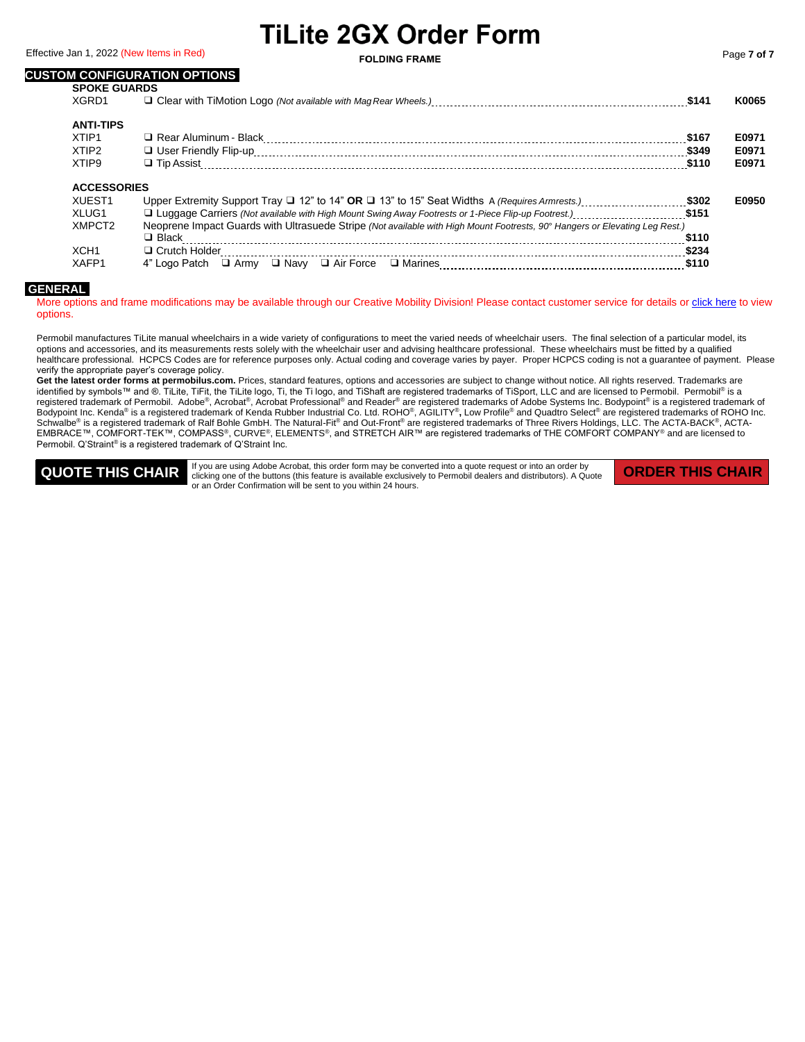# TiLite 2GX Order Form

Effective Jan 1, 2022 (New Items in Red)

**FOLDING FRAME**

## CUSTOM CONFIGURATION OPTIONS

### SPOKE GUARDS

| | | | |
|---|---|---|---|
| XGRD1 | ❑ Clear with TiMotion Logo *(Not available with Mag Rear Wheels.)* | $141 | K0065 |

### ANTI-TIPS

| | | | |
|---|---|---|---|
| XTIP1 | ❑ Rear Aluminum - Black | $167 | E0971 |
| XTIP2 | ❑ User Friendly Flip-up | $349 | E0971 |
| XTIP9 | ❑ Tip Assist | $110 | E0971 |

### ACCESSORIES

| | | | |
|---|---|---|---|
| XUEST1 | Upper Extremity Support Tray ❑ 12" to 14" **OR** ❑ 13" to 15" Seat Widths A *(Requires Armrests.)* | $302 | E0950 |
| XLUG1 | ❑ Luggage Carriers *(Not available with High Mount Swing Away Footrests or 1-Piece Flip-up Footrest.)* | $151 | |
| XMPCT2 | Neoprene Impact Guards with Ultrasuede Stripe *(Not available with High Mount Footrests, 90° Hangers or Elevating Leg Rest.)* ❑ Black | $110 | |
| XCH1 | ❑ Crutch Holder | $234 | |
| XAFP1 | 4" Logo Patch ❑ Army ❑ Navy ❑ Air Force ❑ Marines | $110 | |

## GENERAL

More options and frame modifications may be available through our Creative Mobility Division! Please contact customer service for details or click here to view options.

Permobil manufactures TiLite manual wheelchairs in a wide variety of configurations to meet the varied needs of wheelchair users. The final selection of a particular model, its options and accessories, and its measurements rests solely with the wheelchair user and advising healthcare professional. These wheelchairs must be fitted by a qualified healthcare professional. HCPCS Codes are for reference purposes only. Actual coding and coverage varies by payer. Proper HCPCS coding is not a guarantee of payment. Please verify the appropriate payer's coverage policy.

**Get the latest order forms at permobilus.com.** Prices, standard features, options and accessories are subject to change without notice. All rights reserved. Trademarks are identified by symbols™ and ®. TiLite, TiFit, the TiLite logo, Ti, the Ti logo, and TiShaft are registered trademarks of TiSport, LLC and are licensed to Permobil. Permobil® is a registered trademark of Permobil. Adobe®, Acrobat®, Acrobat Professional® and Reader® are registered trademarks of Adobe Systems Inc. Bodypoint® is a registered trademark of Bodypoint Inc. Kenda® is a registered trademark of Kenda Rubber Industrial Co. Ltd. ROHO®, AGILITY®, Low Profile® and Quadtro Select® are registered trademarks of ROHO Inc. Schwalbe® is a registered trademark of Ralf Bohle GmbH. The Natural-Fit® and Out-Front® are registered trademarks of Three Rivers Holdings, LLC. The ACTA-BACK®, ACTA-EMBRACE™, COMFORT-TEK™, COMPASS®, CURVE®, ELEMENTS®, and STRETCH AIR™ are registered trademarks of THE COMFORT COMPANY® and are licensed to Permobil. Q'Straint® is a registered trademark of Q'Straint Inc.

**QUOTE THIS CHAIR**

If you are using Adobe Acrobat, this order form may be converted into a quote request or into an order by clicking one of the buttons (this feature is available exclusively to Permobil dealers and distributors). A Quote or an Order Confirmation will be sent to you within 24 hours.

**ORDER THIS CHAIR**